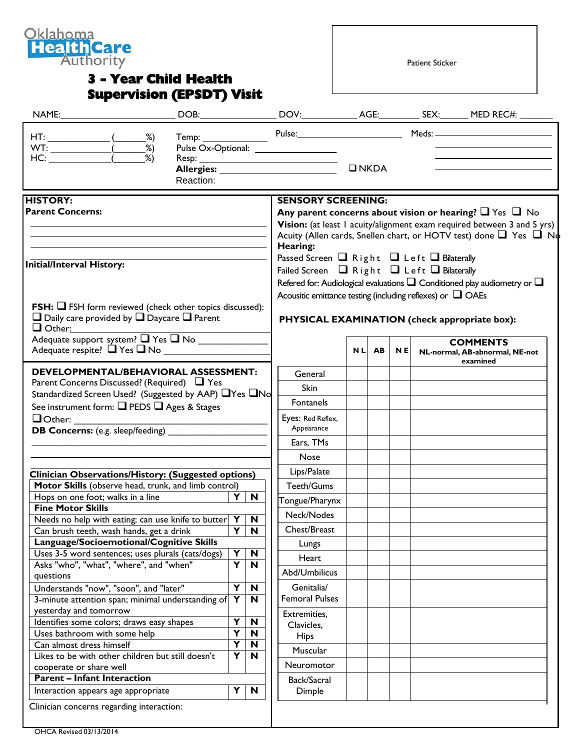Oklahoma Health Care Authority

# 3 - Year Child Health Supervision (EPSDT) Visit

Patient Sticker

NAME:______________________ DOB:______________ DOV:__________ AGE:________ SEX:______ MED REC#: _______

HT: ____________ (______%)
WT: ____________ (______%)
HC: ____________ (______%)

Temp: ____________
Pulse Ox-Optional: ____________
Resp: ____________
**Allergies:** ____________ ❑ NKDA
Reaction:

Pulse: ____________

Meds: ____________

**HISTORY:**

**Parent Concerns:**

**Initial/Interval History:**

**FSH:** ❑ FSH form reviewed (check other topics discussed):
❑ Daily care provided by ❑ Daycare ❑ Parent
❑ Other:
Adequate support system? ❑ Yes ❑ No ____________
Adequate respite? ❑ Yes ❑ No ____________

**DEVELOPMENTAL/BEHAVIORAL ASSESSMENT:**
Parent Concerns Discussed? (Required) ❑ Yes
Standardized Screen Used? (Suggested by AAP) ❑Yes ❑No
See instrument form: ❑ PEDS ❑ Ages & Stages
❑Other: ____________
**DB Concerns:** (e.g. sleep/feeding) ____________

**Clinician Observations/History: (Suggested options)**

| | | |
|---|---|---|
| **Motor Skills** (observe head, trunk, and limb control) | | |
| Hops on one foot; walks in a line | Y | N |
| **Fine Motor Skills** | | |
| Needs no help with eating; can use knife to butter | Y | N |
| Can brush teeth, wash hands, get a drink | Y | N |
| **Language/Socioemotional/Cognitive Skills** | | |
| Uses 3-5 word sentences; uses plurals (cats/dogs) | Y | N |
| Asks "who", "what", "where", and "when" questions | Y | N |
| Understands "now", "soon", and "later" | Y | N |
| 3-minute attention span; minimal understanding of yesterday and tomorrow | Y | N |
| Identifies some colors; draws easy shapes | Y | N |
| Uses bathroom with some help | Y | N |
| Can almost dress himself | Y | N |
| Likes to be with other children but still doesn't cooperate or share well | Y | N |
| **Parent – Infant Interaction** | | |
| Interaction appears age appropriate | Y | N |

Clinician concerns regarding interaction:

**SENSORY SCREENING:**
**Any parent concerns about vision or hearing?** ❑ Yes ❑ No
**Vision:** (at least 1 acuity/alignment exam required between 3 and 5 yrs)
Acuity (Allen cards, Snellen chart, or HOTV test) done ❑ Yes ❑ No
**Hearing:**
Passed Screen ❑ Right ❑ Left ❑ Bilaterally
Failed Screen ❑ Right ❑ Left ❑ Bilaterally
Refered for: Audiological evaluations ❑ Conditioned play audiometry or ❑ Acousitic emittance testing (including reflexes) or ❑ OAEs

**PHYSICAL EXAMINATION (check appropriate box):**

| | NL | AB | NE | COMMENTS NL-normal, AB-abnormal, NE-not examined |
|---|---|---|---|---|
| General | | | | |
| Skin | | | | |
| Fontanels | | | | |
| Eyes: Red Reflex, Appearance | | | | |
| Ears, TMs | | | | |
| Nose | | | | |
| Lips/Palate | | | | |
| Teeth/Gums | | | | |
| Tongue/Pharynx | | | | |
| Neck/Nodes | | | | |
| Chest/Breast | | | | |
| Lungs | | | | |
| Heart | | | | |
| Abd/Umbilicus | | | | |
| Genitalia/ Femoral Pulses | | | | |
| Extremities, Clavicles, Hips | | | | |
| Muscular | | | | |
| Neuromotor | | | | |
| Back/Sacral Dimple | | | | |

OHCA Revised 03/13/2014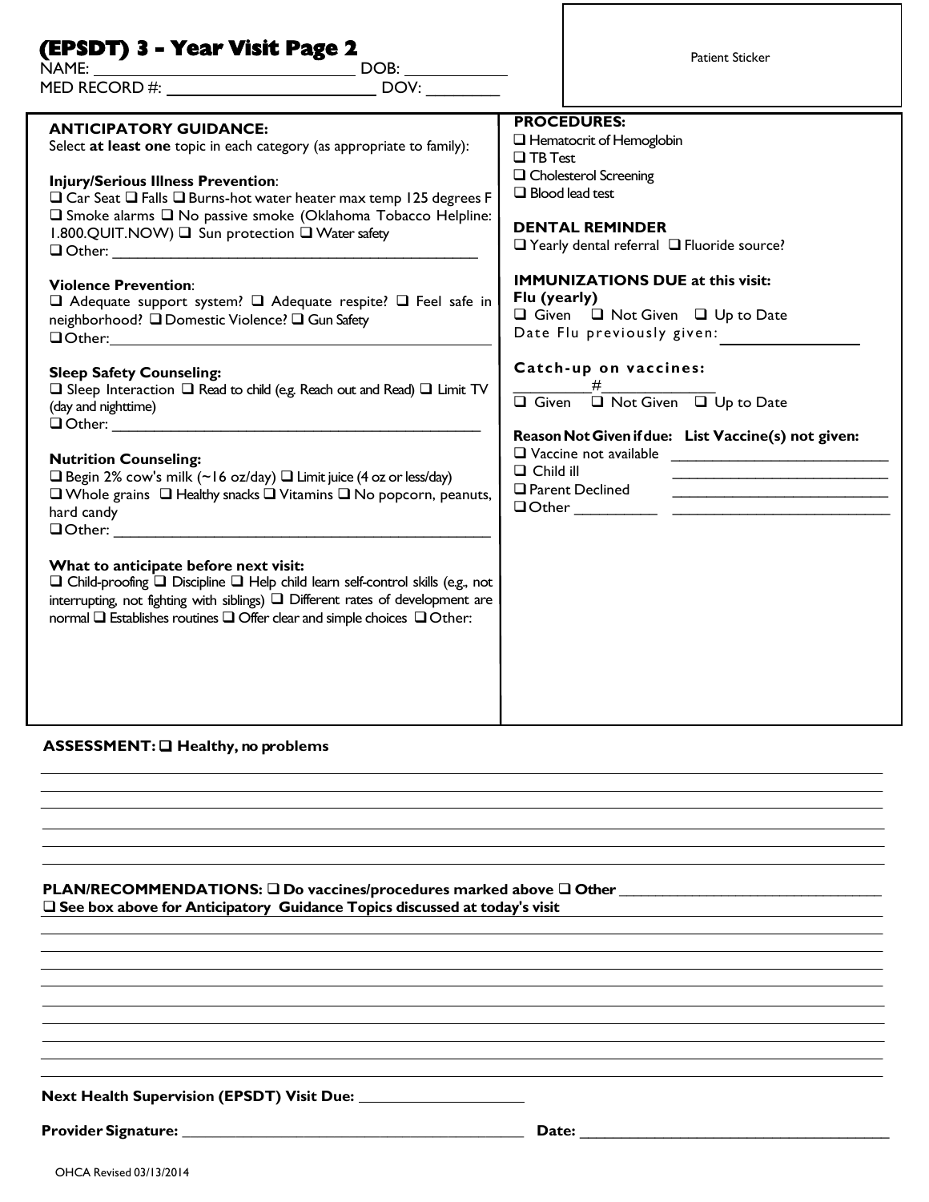# (EPSDT) 3 - Year Visit Page 2

NAME: ______________________________ DOB: ____________

MED RECORD #: ________________________ DOV: _________

Patient Sticker

**ANTICIPATORY GUIDANCE:**
Select **at least one** topic in each category (as appropriate to family):

**Injury/Serious Illness Prevention**:
❑ Car Seat ❑ Falls ❑ Burns-hot water heater max temp 125 degrees F ❑ Smoke alarms ❑ No passive smoke (Oklahoma Tobacco Helpline: 1.800.QUIT.NOW) ❑ Sun protection ❑ Water safety
❑ Other: ____________________________________________

**Violence Prevention**:
❑ Adequate support system? ❑ Adequate respite? ❑ Feel safe in neighborhood? ❑ Domestic Violence? ❑ Gun Safety
❑ Other: ____________________________________________

**Sleep Safety Counseling:**
❑ Sleep Interaction ❑ Read to child (e.g. Reach out and Read) ❑ Limit TV (day and nighttime)
❑ Other: ____________________________________________

**Nutrition Counseling:**
❑ Begin 2% cow's milk (~16 oz/day) ❑ Limit juice (4 oz or less/day) ❑ Whole grains ❑ Healthy snacks ❑ Vitamins ❑ No popcorn, peanuts, hard candy
❑ Other: ____________________________________________

**What to anticipate before next visit:**
❑ Child-proofing ❑ Discipline ❑ Help child learn self-control skills (e.g., not interrupting, not fighting with siblings) ❑ Different rates of development are normal ❑ Establishes routines ❑ Offer clear and simple choices ❑ Other:

**PROCEDURES:**
❑ Hematocrit of Hemoglobin
❑ TB Test
❑ Cholesterol Screening
❑ Blood lead test

**DENTAL REMINDER**
❑ Yearly dental referral ❑ Fluoride source?

**IMMUNIZATIONS DUE at this visit:**

**Flu (yearly)**
❑ Given ❑ Not Given ❑ Up to Date
Date Flu previously given: ______________

**Catch-up on vaccines:**
__________#______________
❑ Given ❑ Not Given ❑ Up to Date

**Reason Not Given if due: List Vaccine(s) not given:**
❑ Vaccine not available ____________________________
❑ Child ill ____________________________
❑ Parent Declined ____________________________
❑ Other __________ ____________________________

**ASSESSMENT:** ❑ **Healthy, no problems**

______________________________________________________________________________

______________________________________________________________________________

______________________________________________________________________________

______________________________________________________________________________

______________________________________________________________________________

**PLAN/RECOMMENDATIONS:** ❑ **Do vaccines/procedures marked above** ❑ **Other** ______________________________
❑ **See box above for Anticipatory Guidance Topics discussed at today's visit**

______________________________________________________________________________

______________________________________________________________________________

______________________________________________________________________________

______________________________________________________________________________

______________________________________________________________________________

______________________________________________________________________________

______________________________________________________________________________

______________________________________________________________________________

**Next Health Supervision (EPSDT) Visit Due:** ____________________

**Provider Signature:** ________________________________________ **Date:** ____________________________________

OHCA Revised 03/13/2014